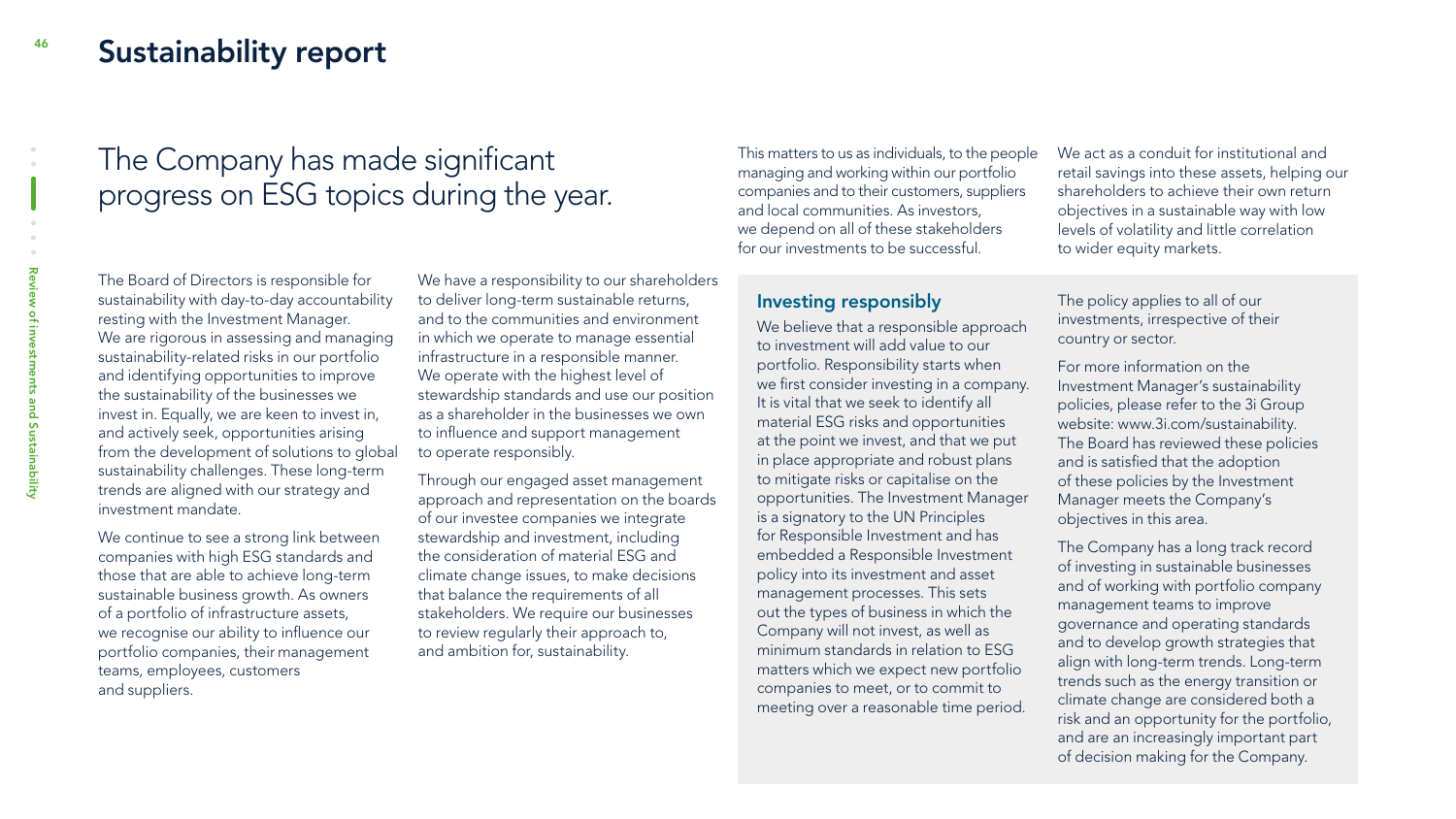# Sustainability report

## The Company has made significant progress on ESG topics during the year.

The Board of Directors is responsible for sustainability with day-to-day accountability resting with the Investment Manager. We are rigorous in assessing and managing sustainability-related risks in our portfolio and identifying opportunities to improve the sustainability of the businesses we invest in. Equally, we are keen to invest in, and actively seek, opportunities arising from the development of solutions to global sustainability challenges. These long-term trends are aligned with our strategy and investment mandate.

We continue to see a strong link between companies with high ESG standards and those that are able to achieve long-term sustainable business growth. As owners of a portfolio of infrastructure assets, we recognise our ability to influence our portfolio companies, their management teams, employees, customers and suppliers.

We have a responsibility to our shareholders to deliver long-term sustainable returns, and to the communities and environment in which we operate to manage essential infrastructure in a responsible manner. We operate with the highest level of stewardship standards and use our position as a shareholder in the businesses we own to influence and support management to operate responsibly.

Through our engaged asset management approach and representation on the boards of our investee companies we integrate stewardship and investment, including the consideration of material ESG and climate change issues, to make decisions that balance the requirements of all stakeholders. We require our businesses to review regularly their approach to, and ambition for, sustainability.

This matters to us as individuals, to the people managing and working within our portfolio companies and to their customers, suppliers and local communities. As investors, we depend on all of these stakeholders for our investments to be successful.

We act as a conduit for institutional and retail savings into these assets, helping our shareholders to achieve their own return objectives in a sustainable way with low levels of volatility and little correlation to wider equity markets.

### Investing responsibly

We believe that a responsible approach to investment will add value to our portfolio. Responsibility starts when we first consider investing in a company. It is vital that we seek to identify all material ESG risks and opportunities at the point we invest, and that we put in place appropriate and robust plans to mitigate risks or capitalise on the opportunities. The Investment Manager is a signatory to the UN Principles for Responsible Investment and has embedded a Responsible Investment policy into its investment and asset management processes. This sets out the types of business in which the Company will not invest, as well as minimum standards in relation to ESG matters which we expect new portfolio companies to meet, or to commit to meeting over a reasonable time period.

The policy applies to all of our investments, irrespective of their country or sector.

For more information on the Investment Manager's sustainability policies, please refer to the 3i Group website: www.3i.com/sustainability. The Board has reviewed these policies and is satisfied that the adoption of these policies by the Investment Manager meets the Company's objectives in this area.

The Company has a long track record of investing in sustainable businesses and of working with portfolio company management teams to improve governance and operating standards and to develop growth strategies that align with long-term trends. Long-term trends such as the energy transition or climate change are considered both a risk and an opportunity for the portfolio, and are an increasingly important part of decision making for the Company.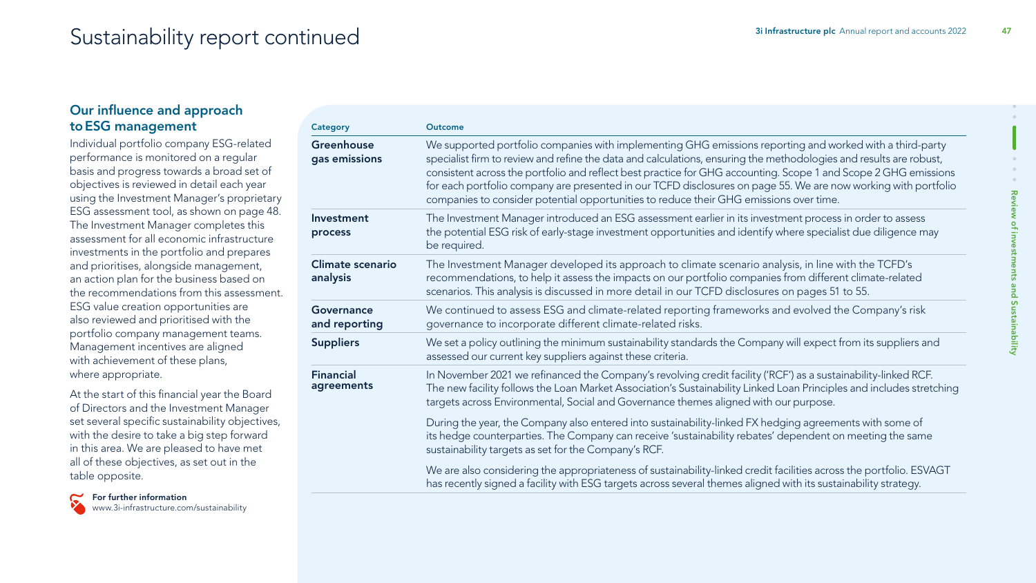# Sustainability report continued

## Our influence and approach to ESG management

Individual portfolio company ESG-related performance is monitored on a regular basis and progress towards a broad set of objectives is reviewed in detail each year using the Investment Manager's proprietary ESG assessment tool, as shown on page 48. The Investment Manager completes this assessment for all economic infrastructure investments in the portfolio and prepares and prioritises, alongside management, an action plan for the business based on the recommendations from this assessment. ESG value creation opportunities are also reviewed and prioritised with the portfolio company management teams. Management incentives are aligned with achievement of these plans, where appropriate.

At the start of this financial year the Board of Directors and the Investment Manager set several specific sustainability objectives, with the desire to take a big step forward in this area. We are pleased to have met all of these objectives, as set out in the table opposite.

**For further information**
www.3i-infrastructure.com/sustainability

| Category | Outcome |
|---|---|
| **Greenhouse gas emissions** | We supported portfolio companies with implementing GHG emissions reporting and worked with a third-party specialist firm to review and refine the data and calculations, ensuring the methodologies and results are robust, consistent across the portfolio and reflect best practice for GHG accounting. Scope 1 and Scope 2 GHG emissions for each portfolio company are presented in our TCFD disclosures on page 55. We are now working with portfolio companies to consider potential opportunities to reduce their GHG emissions over time. |
| **Investment process** | The Investment Manager introduced an ESG assessment earlier in its investment process in order to assess the potential ESG risk of early-stage investment opportunities and identify where specialist due diligence may be required. |
| **Climate scenario analysis** | The Investment Manager developed its approach to climate scenario analysis, in line with the TCFD's recommendations, to help it assess the impacts on our portfolio companies from different climate-related scenarios. This analysis is discussed in more detail in our TCFD disclosures on pages 51 to 55. |
| **Governance and reporting** | We continued to assess ESG and climate-related reporting frameworks and evolved the Company's risk governance to incorporate different climate-related risks. |
| **Suppliers** | We set a policy outlining the minimum sustainability standards the Company will expect from its suppliers and assessed our current key suppliers against these criteria. |
| **Financial agreements** | In November 2021 we refinanced the Company's revolving credit facility ('RCF') as a sustainability-linked RCF. The new facility follows the Loan Market Association's Sustainability Linked Loan Principles and includes stretching targets across Environmental, Social and Governance themes aligned with our purpose.<br><br>During the year, the Company also entered into sustainability-linked FX hedging agreements with some of its hedge counterparties. The Company can receive 'sustainability rebates' dependent on meeting the same sustainability targets as set for the Company's RCF.<br><br>We are also considering the appropriateness of sustainability-linked credit facilities across the portfolio. ESVAGT has recently signed a facility with ESG targets across several themes aligned with its sustainability strategy. |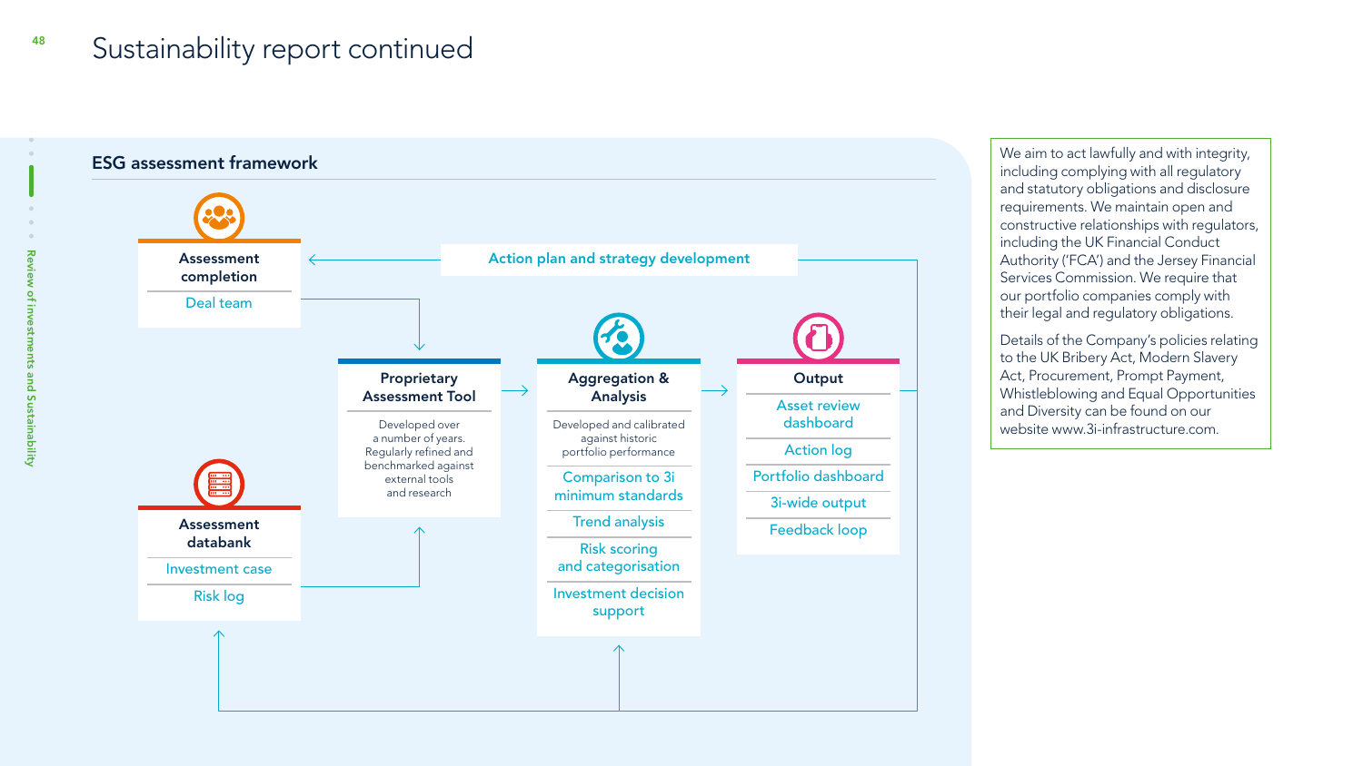# Sustainability report continued

## ESG assessment framework

**Assessment completion**
- Deal team

**Assessment databank**
- Investment case
- Risk log

**Proprietary Assessment Tool**

Developed over a number of years. Regularly refined and benchmarked against external tools and research

**Aggregation & Analysis**

Developed and calibrated against historic portfolio performance
- Comparison to 3i minimum standards
- Trend analysis
- Risk scoring and categorisation
- Investment decision support

**Output**
- Asset review dashboard
- Action log
- Portfolio dashboard
- 3i-wide output
- Feedback loop

**Action plan and strategy development**

We aim to act lawfully and with integrity, including complying with all regulatory and statutory obligations and disclosure requirements. We maintain open and constructive relationships with regulators, including the UK Financial Conduct Authority ('FCA') and the Jersey Financial Services Commission. We require that our portfolio companies comply with their legal and regulatory obligations.

Details of the Company's policies relating to the UK Bribery Act, Modern Slavery Act, Procurement, Prompt Payment, Whistleblowing and Equal Opportunities and Diversity can be found on our website www.3i-infrastructure.com.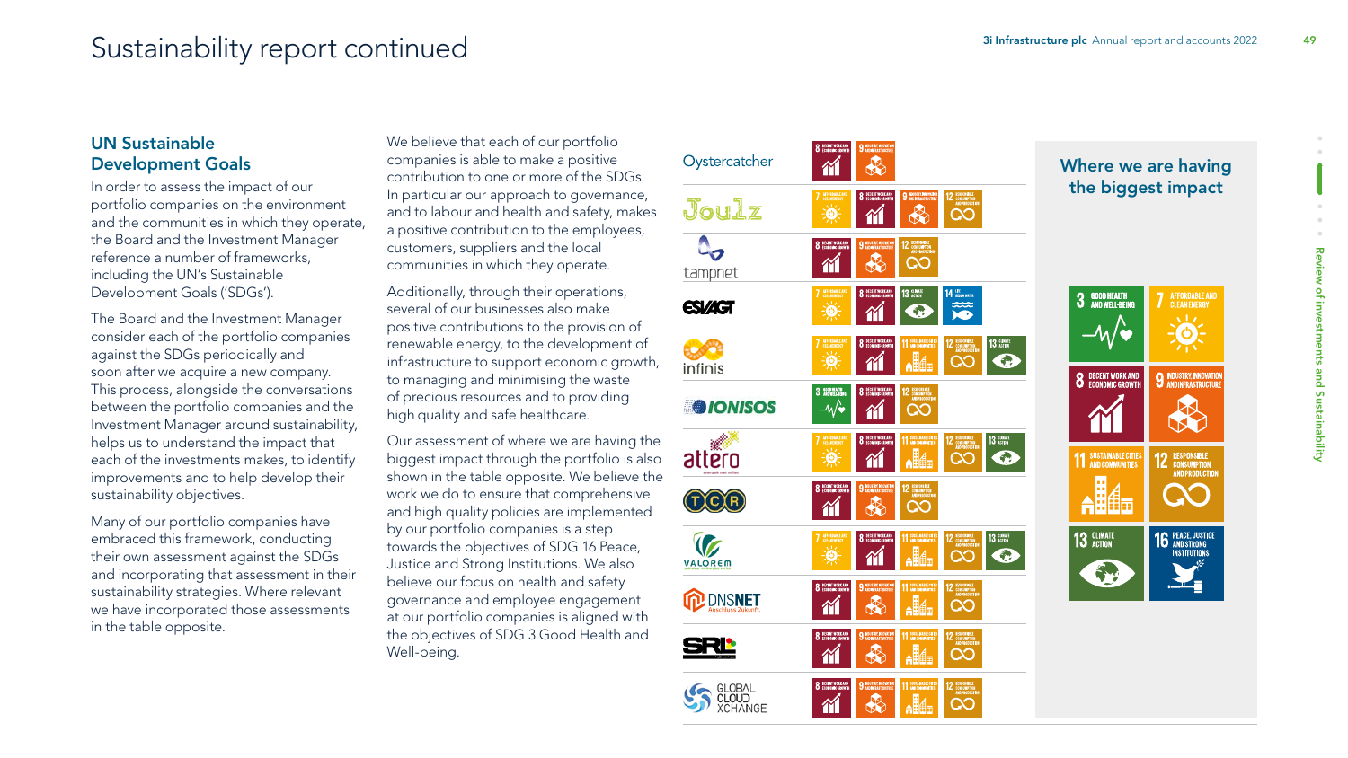# Sustainability report continued

## UN Sustainable Development Goals

In order to assess the impact of our portfolio companies on the environment and the communities in which they operate, the Board and the Investment Manager reference a number of frameworks, including the UN's Sustainable Development Goals ('SDGs').

The Board and the Investment Manager consider each of the portfolio companies against the SDGs periodically and soon after we acquire a new company. This process, alongside the conversations between the portfolio companies and the Investment Manager around sustainability, helps us to understand the impact that each of the investments makes, to identify improvements and to help develop their sustainability objectives.

Many of our portfolio companies have embraced this framework, conducting their own assessment against the SDGs and incorporating that assessment in their sustainability strategies. Where relevant we have incorporated those assessments in the table opposite.

We believe that each of our portfolio companies is able to make a positive contribution to one or more of the SDGs. In particular our approach to governance, and to labour and health and safety, makes a positive contribution to the employees, customers, suppliers and the local communities in which they operate.

Additionally, through their operations, several of our businesses also make positive contributions to the provision of renewable energy, to the development of infrastructure to support economic growth, to managing and minimising the waste of precious resources and to providing high quality and safe healthcare.

Our assessment of where we are having the biggest impact through the portfolio is also shown in the table opposite. We believe the work we do to ensure that comprehensive and high quality policies are implemented by our portfolio companies is a step towards the objectives of SDG 16 Peace, Justice and Strong Institutions. We also believe our focus on health and safety governance and employee engagement at our portfolio companies is aligned with the objectives of SDG 3 Good Health and Well-being.

| Company | SDGs |
| --- | --- |
| Oystercatcher | 8, 9 |
| Joulz | 7, 8, 9, 12 |
| tampnet | 8, 9, 12 |
| ESVAGT | 7, 8, 13, 14 |
| infinis | 7, 8, 11, 12, 13 |
| IONISOS | 3, 8, 12 |
| attero | 7, 8, 11, 12, 13 |
| TCR | 8, 9, 12 |
| VALOREM | 7, 8, 11, 12, 13 |
| DNSNET | 8, 9, 11, 12 |
| SRL | 8, 9, 11, 12 |
| Global Cloud Xchange | 8, 9, 11, 12 |

### Where we are having the biggest impact

- 3 Good Health and Well-being
- 7 Affordable and Clean Energy
- 8 Decent Work and Economic Growth
- 9 Industry, Innovation and Infrastructure
- 11 Sustainable Cities and Communities
- 12 Responsible Consumption and Production
- 13 Climate Action
- 16 Peace, Justice and Strong Institutions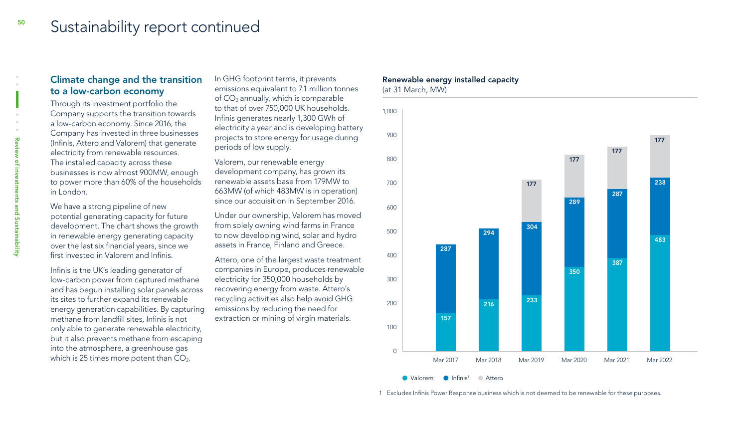# Sustainability report continued

## Climate change and the transition to a low-carbon economy

Through its investment portfolio the Company supports the transition towards a low-carbon economy. Since 2016, the Company has invested in three businesses (Infinis, Attero and Valorem) that generate electricity from renewable resources. The installed capacity across these businesses is now almost 900MW, enough to power more than 60% of the households in London.

We have a strong pipeline of new potential generating capacity for future development. The chart shows the growth in renewable energy generating capacity over the last six financial years, since we first invested in Valorem and Infinis.

Infinis is the UK's leading generator of low-carbon power from captured methane and has begun installing solar panels across its sites to further expand its renewable energy generation capabilities. By capturing methane from landfill sites, Infinis is not only able to generate renewable electricity, but it also prevents methane from escaping into the atmosphere, a greenhouse gas which is 25 times more potent than $CO_2$.

In GHG footprint terms, it prevents emissions equivalent to 7.1 million tonnes of $CO_2$ annually, which is comparable to that of over 750,000 UK households. Infinis generates nearly 1,300 GWh of electricity a year and is developing battery projects to store energy for usage during periods of low supply.

Valorem, our renewable energy development company, has grown its renewable assets base from 179MW to 663MW (of which 483MW is in operation) since our acquisition in September 2016.

Under our ownership, Valorem has moved from solely owning wind farms in France to now developing wind, solar and hydro assets in France, Finland and Greece.

Attero, one of the largest waste treatment companies in Europe, produces renewable electricity for 350,000 households by recovering energy from waste. Attero's recycling activities also help avoid GHG emissions by reducing the need for extraction or mining of virgin materials.

**Renewable energy installed capacity**
(at 31 March, MW)

| | Valorem | Infinis[1] | Attero |
|---|---|---|---|
| Mar 2017 | 157 | 287 | |
| Mar 2018 | 216 | 294 | |
| Mar 2019 | 233 | 304 | 177 |
| Mar 2020 | 350 | 289 | 177 |
| Mar 2021 | 387 | 287 | 177 |
| Mar 2022 | 483 | 238 | 177 |

1 Excludes Infinis Power Response business which is not deemed to be renewable for these purposes.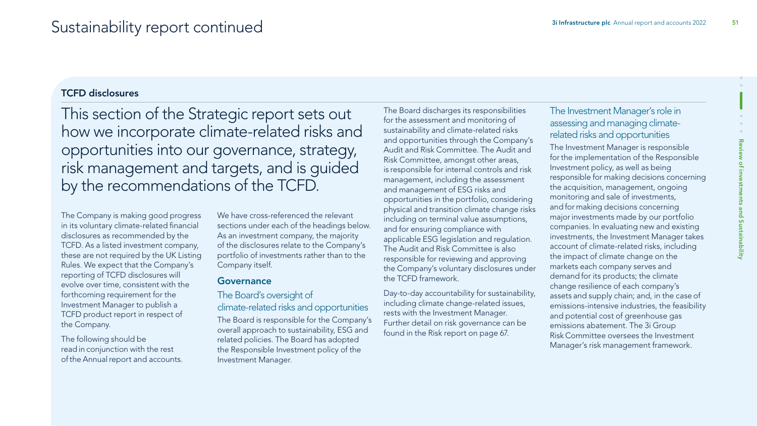## TCFD disclosures

This section of the Strategic report sets out how we incorporate climate-related risks and opportunities into our governance, strategy, risk management and targets, and is guided by the recommendations of the TCFD.

The Company is making good progress in its voluntary climate-related financial disclosures as recommended by the TCFD. As a listed investment company, these are not required by the UK Listing Rules. We expect that the Company's reporting of TCFD disclosures will evolve over time, consistent with the forthcoming requirement for the Investment Manager to publish a TCFD product report in respect of the Company.

The following should be read in conjunction with the rest of the Annual report and accounts.

We have cross-referenced the relevant sections under each of the headings below. As an investment company, the majority of the disclosures relate to the Company's portfolio of investments rather than to the Company itself.

### Governance

#### The Board's oversight of climate-related risks and opportunities

The Board is responsible for the Company's overall approach to sustainability, ESG and related policies. The Board has adopted the Responsible Investment policy of the Investment Manager.

The Board discharges its responsibilities for the assessment and monitoring of sustainability and climate-related risks and opportunities through the Company's Audit and Risk Committee. The Audit and Risk Committee, amongst other areas, is responsible for internal controls and risk management, including the assessment and management of ESG risks and opportunities in the portfolio, considering physical and transition climate change risks including on terminal value assumptions, and for ensuring compliance with applicable ESG legislation and regulation. The Audit and Risk Committee is also responsible for reviewing and approving the Company's voluntary disclosures under the TCFD framework.

Day-to-day accountability for sustainability, including climate change-related issues, rests with the Investment Manager. Further detail on risk governance can be found in the Risk report on page 67.

#### The Investment Manager's role in assessing and managing climate-related risks and opportunities

The Investment Manager is responsible for the implementation of the Responsible Investment policy, as well as being responsible for making decisions concerning the acquisition, management, ongoing monitoring and sale of investments, and for making decisions concerning major investments made by our portfolio companies. In evaluating new and existing investments, the Investment Manager takes account of climate-related risks, including the impact of climate change on the markets each company serves and demand for its products; the climate change resilience of each company's assets and supply chain; and, in the case of emissions-intensive industries, the feasibility and potential cost of greenhouse gas emissions abatement. The 3i Group Risk Committee oversees the Investment Manager's risk management framework.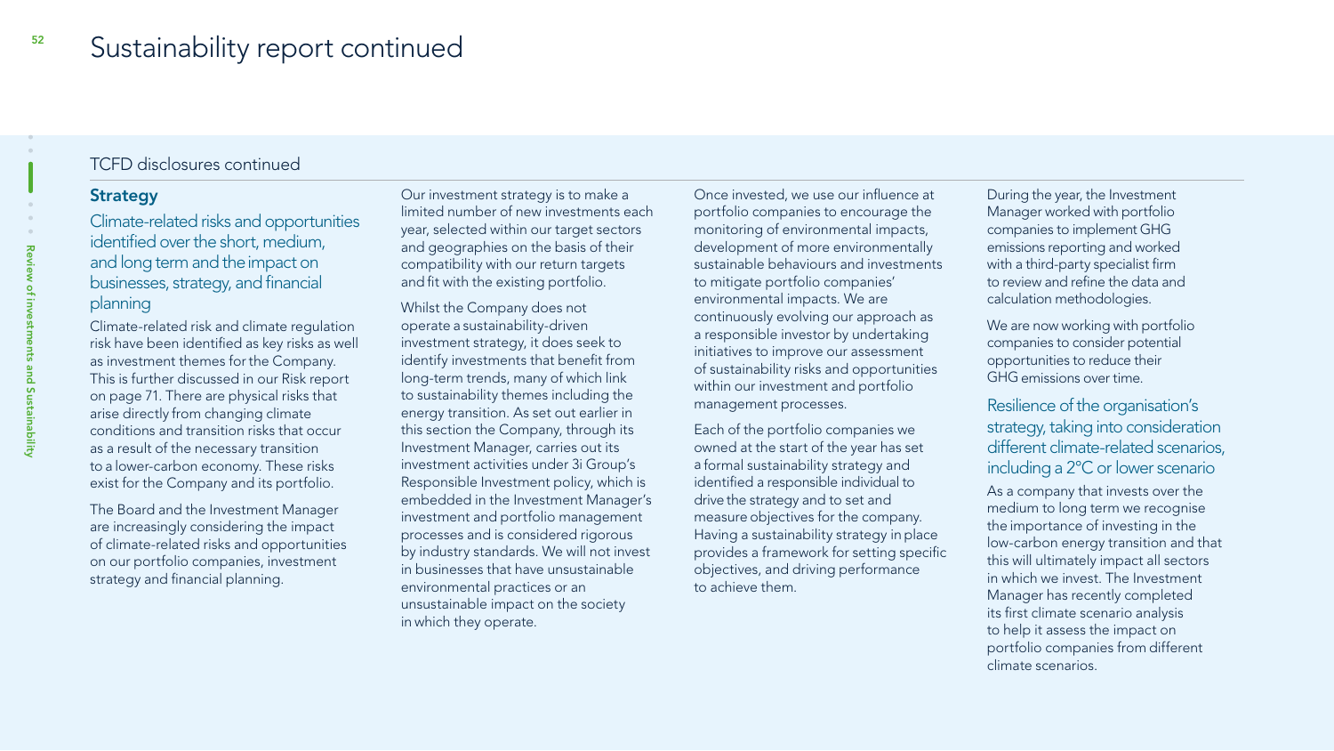# Sustainability report continued

## TCFD disclosures continued

### Strategy

#### Climate-related risks and opportunities identified over the short, medium, and long term and the impact on businesses, strategy, and financial planning

Climate-related risk and climate regulation risk have been identified as key risks as well as investment themes for the Company. This is further discussed in our Risk report on page 71. There are physical risks that arise directly from changing climate conditions and transition risks that occur as a result of the necessary transition to a lower-carbon economy. These risks exist for the Company and its portfolio.

The Board and the Investment Manager are increasingly considering the impact of climate-related risks and opportunities on our portfolio companies, investment strategy and financial planning.

Our investment strategy is to make a limited number of new investments each year, selected within our target sectors and geographies on the basis of their compatibility with our return targets and fit with the existing portfolio.

Whilst the Company does not operate a sustainability-driven investment strategy, it does seek to identify investments that benefit from long-term trends, many of which link to sustainability themes including the energy transition. As set out earlier in this section the Company, through its Investment Manager, carries out its investment activities under 3i Group's Responsible Investment policy, which is embedded in the Investment Manager's investment and portfolio management processes and is considered rigorous by industry standards. We will not invest in businesses that have unsustainable environmental practices or an unsustainable impact on the society in which they operate.

Once invested, we use our influence at portfolio companies to encourage the monitoring of environmental impacts, development of more environmentally sustainable behaviours and investments to mitigate portfolio companies' environmental impacts. We are continuously evolving our approach as a responsible investor by undertaking initiatives to improve our assessment of sustainability risks and opportunities within our investment and portfolio management processes.

Each of the portfolio companies we owned at the start of the year has set a formal sustainability strategy and identified a responsible individual to drive the strategy and to set and measure objectives for the company. Having a sustainability strategy in place provides a framework for setting specific objectives, and driving performance to achieve them.

During the year, the Investment Manager worked with portfolio companies to implement GHG emissions reporting and worked with a third-party specialist firm to review and refine the data and calculation methodologies.

We are now working with portfolio companies to consider potential opportunities to reduce their GHG emissions over time.

#### Resilience of the organisation's strategy, taking into consideration different climate-related scenarios, including a 2°C or lower scenario

As a company that invests over the medium to long term we recognise the importance of investing in the low-carbon energy transition and that this will ultimately impact all sectors in which we invest. The Investment Manager has recently completed its first climate scenario analysis to help it assess the impact on portfolio companies from different climate scenarios.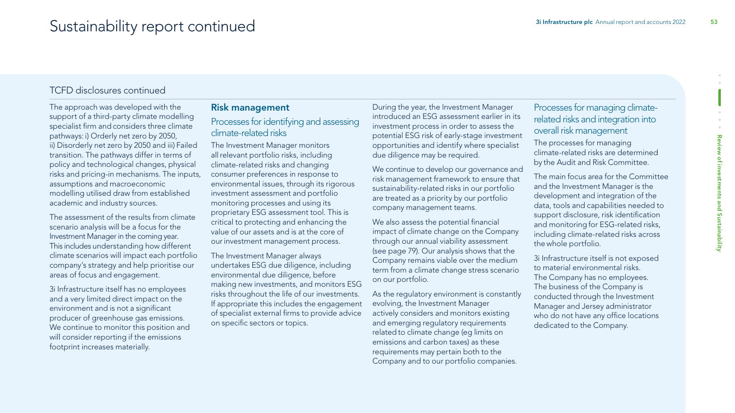# Sustainability report continued

## TCFD disclosures continued

The approach was developed with the support of a third-party climate modelling specialist firm and considers three climate pathways: i) Orderly net zero by 2050, ii) Disorderly net zero by 2050 and iii) Failed transition. The pathways differ in terms of policy and technological changes, physical risks and pricing-in mechanisms. The inputs, assumptions and macroeconomic modelling utilised draw from established academic and industry sources.

The assessment of the results from climate scenario analysis will be a focus for the Investment Manager in the coming year. This includes understanding how different climate scenarios will impact each portfolio company's strategy and help prioritise our areas of focus and engagement.

3i Infrastructure itself has no employees and a very limited direct impact on the environment and is not a significant producer of greenhouse gas emissions. We continue to monitor this position and will consider reporting if the emissions footprint increases materially.

### Risk management

#### Processes for identifying and assessing climate-related risks

The Investment Manager monitors all relevant portfolio risks, including climate-related risks and changing consumer preferences in response to environmental issues, through its rigorous investment assessment and portfolio monitoring processes and using its proprietary ESG assessment tool. This is critical to protecting and enhancing the value of our assets and is at the core of our investment management process.

The Investment Manager always undertakes ESG due diligence, including environmental due diligence, before making new investments, and monitors ESG risks throughout the life of our investments. If appropriate this includes the engagement of specialist external firms to provide advice on specific sectors or topics.

During the year, the Investment Manager introduced an ESG assessment earlier in its investment process in order to assess the potential ESG risk of early-stage investment opportunities and identify where specialist due diligence may be required.

We continue to develop our governance and risk management framework to ensure that sustainability-related risks in our portfolio are treated as a priority by our portfolio company management teams.

We also assess the potential financial impact of climate change on the Company through our annual viability assessment (see page 79). Our analysis shows that the Company remains viable over the medium term from a climate change stress scenario on our portfolio.

As the regulatory environment is constantly evolving, the Investment Manager actively considers and monitors existing and emerging regulatory requirements related to climate change (eg limits on emissions and carbon taxes) as these requirements may pertain both to the Company and to our portfolio companies.

#### Processes for managing climate-related risks and integration into overall risk management

The processes for managing climate-related risks are determined by the Audit and Risk Committee.

The main focus area for the Committee and the Investment Manager is the development and integration of the data, tools and capabilities needed to support disclosure, risk identification and monitoring for ESG-related risks, including climate-related risks across the whole portfolio.

3i Infrastructure itself is not exposed to material environmental risks. The Company has no employees. The business of the Company is conducted through the Investment Manager and Jersey administrator who do not have any office locations dedicated to the Company.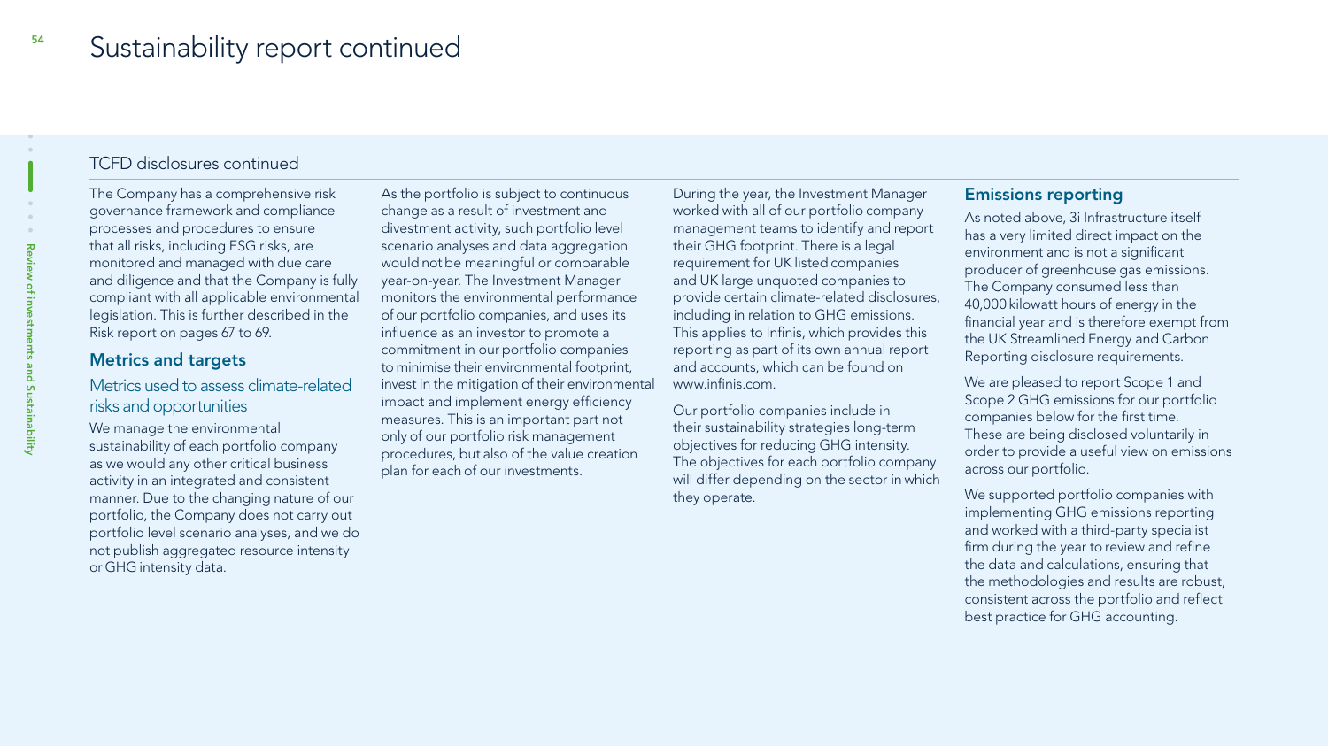# Sustainability report continued

## TCFD disclosures continued

The Company has a comprehensive risk governance framework and compliance processes and procedures to ensure that all risks, including ESG risks, are monitored and managed with due care and diligence and that the Company is fully compliant with all applicable environmental legislation. This is further described in the Risk report on pages 67 to 69.

### Metrics and targets

#### Metrics used to assess climate-related risks and opportunities

We manage the environmental sustainability of each portfolio company as we would any other critical business activity in an integrated and consistent manner. Due to the changing nature of our portfolio, the Company does not carry out portfolio level scenario analyses, and we do not publish aggregated resource intensity or GHG intensity data.

As the portfolio is subject to continuous change as a result of investment and divestment activity, such portfolio level scenario analyses and data aggregation would not be meaningful or comparable year-on-year. The Investment Manager monitors the environmental performance of our portfolio companies, and uses its influence as an investor to promote a commitment in our portfolio companies to minimise their environmental footprint, invest in the mitigation of their environmental impact and implement energy efficiency measures. This is an important part not only of our portfolio risk management procedures, but also of the value creation plan for each of our investments.

During the year, the Investment Manager worked with all of our portfolio company management teams to identify and report their GHG footprint. There is a legal requirement for UK listed companies and UK large unquoted companies to provide certain climate-related disclosures, including in relation to GHG emissions. This applies to Infinis, which provides this reporting as part of its own annual report and accounts, which can be found on www.infinis.com.

Our portfolio companies include in their sustainability strategies long-term objectives for reducing GHG intensity. The objectives for each portfolio company will differ depending on the sector in which they operate.

### Emissions reporting

As noted above, 3i Infrastructure itself has a very limited direct impact on the environment and is not a significant producer of greenhouse gas emissions. The Company consumed less than 40,000 kilowatt hours of energy in the financial year and is therefore exempt from the UK Streamlined Energy and Carbon Reporting disclosure requirements.

We are pleased to report Scope 1 and Scope 2 GHG emissions for our portfolio companies below for the first time. These are being disclosed voluntarily in order to provide a useful view on emissions across our portfolio.

We supported portfolio companies with implementing GHG emissions reporting and worked with a third-party specialist firm during the year to review and refine the data and calculations, ensuring that the methodologies and results are robust, consistent across the portfolio and reflect best practice for GHG accounting.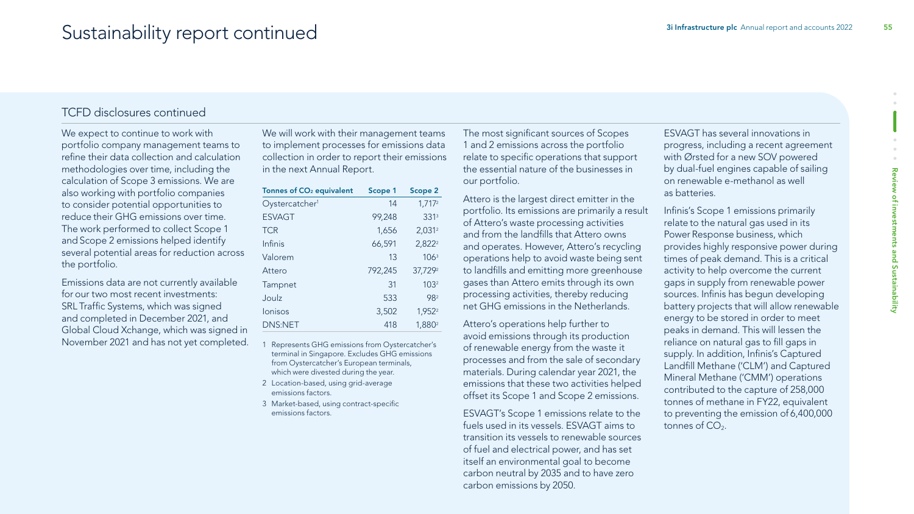# Sustainability report continued

## TCFD disclosures continued

We expect to continue to work with portfolio company management teams to refine their data collection and calculation methodologies over time, including the calculation of Scope 3 emissions. We are also working with portfolio companies to consider potential opportunities to reduce their GHG emissions over time. The work performed to collect Scope 1 and Scope 2 emissions helped identify several potential areas for reduction across the portfolio.

Emissions data are not currently available for our two most recent investments: SRL Traffic Systems, which was signed and completed in December 2021, and Global Cloud Xchange, which was signed in November 2021 and has not yet completed. We will work with their management teams to implement processes for emissions data collection in order to report their emissions in the next Annual Report.

| Tonnes of $CO_2$ equivalent | Scope 1 | Scope 2 |
|---|---|---|
| Oystercatcher[1] | 14 | 1,717[2] |
| ESVAGT | 99,248 | 331[3] |
| TCR | 1,656 | 2,031[2] |
| Infinis | 66,591 | 2,822[2] |
| Valorem | 13 | 106[3] |
| Attero | 792,245 | 37,729[2] |
| Tampnet | 31 | 103[2] |
| Joulz | 533 | 98[2] |
| Ionisos | 3,502 | 1,952[2] |
| DNS:NET | 418 | 1,880[2] |

1 Represents GHG emissions from Oystercatcher's terminal in Singapore. Excludes GHG emissions from Oystercatcher's European terminals, which were divested during the year.

2 Location-based, using grid-average emissions factors.

3 Market-based, using contract-specific emissions factors.

The most significant sources of Scopes 1 and 2 emissions across the portfolio relate to specific operations that support the essential nature of the businesses in our portfolio.

Attero is the largest direct emitter in the portfolio. Its emissions are primarily a result of Attero's waste processing activities and from the landfills that Attero owns and operates. However, Attero's recycling operations help to avoid waste being sent to landfills and emitting more greenhouse gases than Attero emits through its own processing activities, thereby reducing net GHG emissions in the Netherlands.

Attero's operations help further to avoid emissions through its production of renewable energy from the waste it processes and from the sale of secondary materials. During calendar year 2021, the emissions that these two activities helped offset its Scope 1 and Scope 2 emissions.

ESVAGT's Scope 1 emissions relate to the fuels used in its vessels. ESVAGT aims to transition its vessels to renewable sources of fuel and electrical power, and has set itself an environmental goal to become carbon neutral by 2035 and to have zero carbon emissions by 2050.

ESVAGT has several innovations in progress, including a recent agreement with Ørsted for a new SOV powered by dual-fuel engines capable of sailing on renewable e-methanol as well as batteries.

Infinis's Scope 1 emissions primarily relate to the natural gas used in its Power Response business, which provides highly responsive power during times of peak demand. This is a critical activity to help overcome the current gaps in supply from renewable power sources. Infinis has begun developing battery projects that will allow renewable energy to be stored in order to meet peaks in demand. This will lessen the reliance on natural gas to fill gaps in supply. In addition, Infinis's Captured Landfill Methane ('CLM') and Captured Mineral Methane ('CMM') operations contributed to the capture of 258,000 tonnes of methane in FY22, equivalent to preventing the emission of 6,400,000 tonnes of $CO_2$.